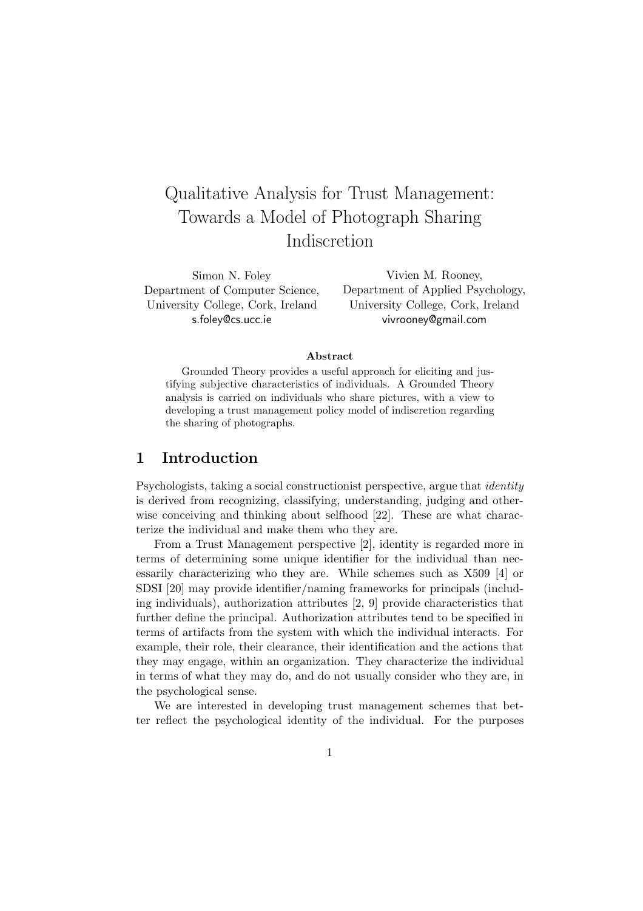# Qualitative Analysis for Trust Management: Towards a Model of Photograph Sharing Indiscretion

Simon N. Foley
Department of Computer Science,
University College, Cork, Ireland
s.foley@cs.ucc.ie

Vivien M. Rooney,
Department of Applied Psychology,
University College, Cork, Ireland
vivrooney@gmail.com

**Abstract**

Grounded Theory provides a useful approach for eliciting and justifying subjective characteristics of individuals. A Grounded Theory analysis is carried on individuals who share pictures, with a view to developing a trust management policy model of indiscretion regarding the sharing of photographs.

## 1 Introduction

Psychologists, taking a social constructionist perspective, argue that *identity* is derived from recognizing, classifying, understanding, judging and otherwise conceiving and thinking about selfhood [22]. These are what characterize the individual and make them who they are.

From a Trust Management perspective [2], identity is regarded more in terms of determining some unique identifier for the individual than necessarily characterizing who they are. While schemes such as X509 [4] or SDSI [20] may provide identifier/naming frameworks for principals (including individuals), authorization attributes [2, 9] provide characteristics that further define the principal. Authorization attributes tend to be specified in terms of artifacts from the system with which the individual interacts. For example, their role, their clearance, their identification and the actions that they may engage, within an organization. They characterize the individual in terms of what they may do, and do not usually consider who they are, in the psychological sense.

We are interested in developing trust management schemes that better reflect the psychological identity of the individual. For the purposes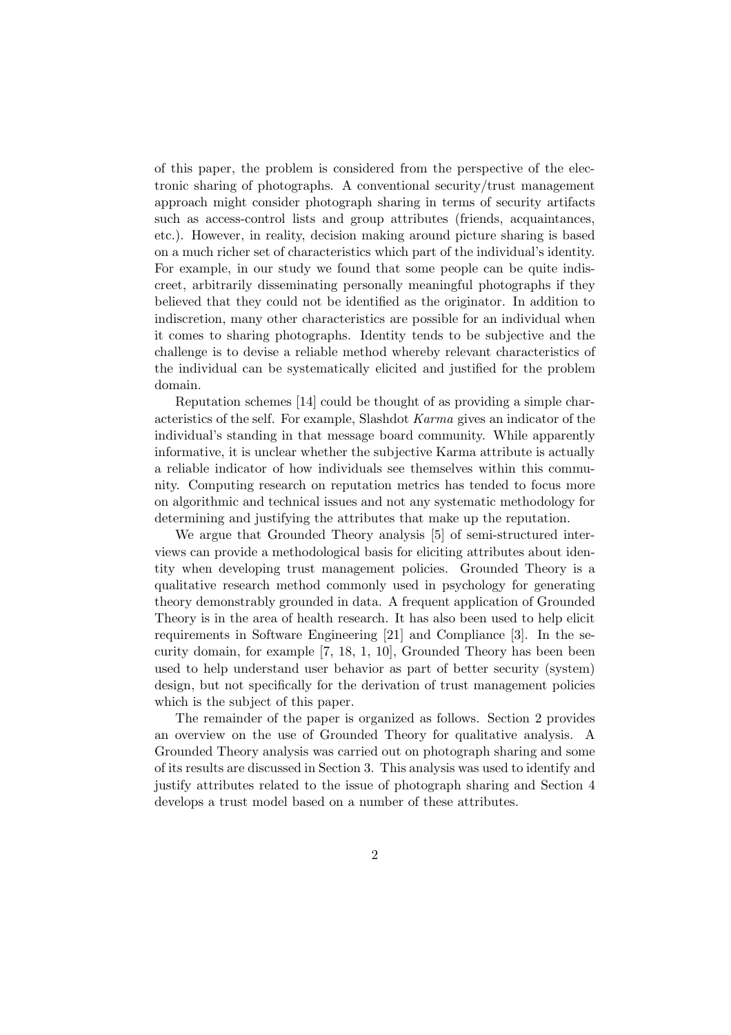of this paper, the problem is considered from the perspective of the electronic sharing of photographs. A conventional security/trust management approach might consider photograph sharing in terms of security artifacts such as access-control lists and group attributes (friends, acquaintances, etc.). However, in reality, decision making around picture sharing is based on a much richer set of characteristics which part of the individual's identity. For example, in our study we found that some people can be quite indiscreet, arbitrarily disseminating personally meaningful photographs if they believed that they could not be identified as the originator. In addition to indiscretion, many other characteristics are possible for an individual when it comes to sharing photographs. Identity tends to be subjective and the challenge is to devise a reliable method whereby relevant characteristics of the individual can be systematically elicited and justified for the problem domain.

Reputation schemes [14] could be thought of as providing a simple characteristics of the self. For example, Slashdot *Karma* gives an indicator of the individual's standing in that message board community. While apparently informative, it is unclear whether the subjective Karma attribute is actually a reliable indicator of how individuals see themselves within this community. Computing research on reputation metrics has tended to focus more on algorithmic and technical issues and not any systematic methodology for determining and justifying the attributes that make up the reputation.

We argue that Grounded Theory analysis [5] of semi-structured interviews can provide a methodological basis for eliciting attributes about identity when developing trust management policies. Grounded Theory is a qualitative research method commonly used in psychology for generating theory demonstrably grounded in data. A frequent application of Grounded Theory is in the area of health research. It has also been used to help elicit requirements in Software Engineering [21] and Compliance [3]. In the security domain, for example [7, 18, 1, 10], Grounded Theory has been been used to help understand user behavior as part of better security (system) design, but not specifically for the derivation of trust management policies which is the subject of this paper.

The remainder of the paper is organized as follows. Section 2 provides an overview on the use of Grounded Theory for qualitative analysis. A Grounded Theory analysis was carried out on photograph sharing and some of its results are discussed in Section 3. This analysis was used to identify and justify attributes related to the issue of photograph sharing and Section 4 develops a trust model based on a number of these attributes.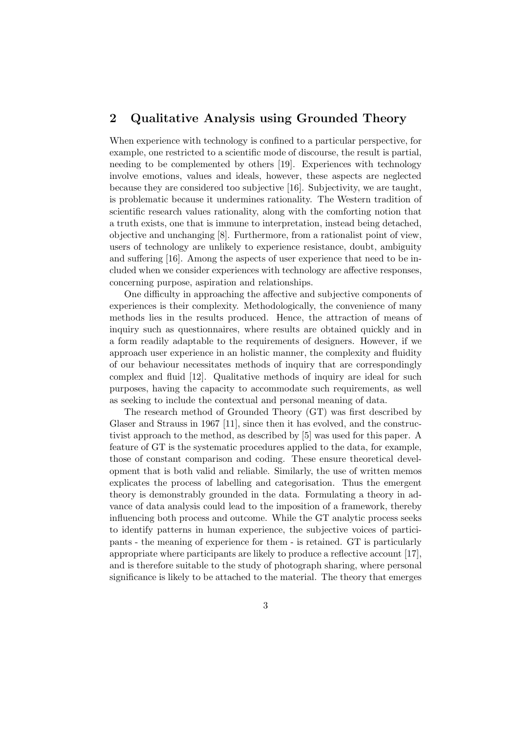## 2 Qualitative Analysis using Grounded Theory

When experience with technology is confined to a particular perspective, for example, one restricted to a scientific mode of discourse, the result is partial, needing to be complemented by others [19]. Experiences with technology involve emotions, values and ideals, however, these aspects are neglected because they are considered too subjective [16]. Subjectivity, we are taught, is problematic because it undermines rationality. The Western tradition of scientific research values rationality, along with the comforting notion that a truth exists, one that is immune to interpretation, instead being detached, objective and unchanging [8]. Furthermore, from a rationalist point of view, users of technology are unlikely to experience resistance, doubt, ambiguity and suffering [16]. Among the aspects of user experience that need to be included when we consider experiences with technology are affective responses, concerning purpose, aspiration and relationships.

One difficulty in approaching the affective and subjective components of experiences is their complexity. Methodologically, the convenience of many methods lies in the results produced. Hence, the attraction of means of inquiry such as questionnaires, where results are obtained quickly and in a form readily adaptable to the requirements of designers. However, if we approach user experience in an holistic manner, the complexity and fluidity of our behaviour necessitates methods of inquiry that are correspondingly complex and fluid [12]. Qualitative methods of inquiry are ideal for such purposes, having the capacity to accommodate such requirements, as well as seeking to include the contextual and personal meaning of data.

The research method of Grounded Theory (GT) was first described by Glaser and Strauss in 1967 [11], since then it has evolved, and the constructivist approach to the method, as described by [5] was used for this paper. A feature of GT is the systematic procedures applied to the data, for example, those of constant comparison and coding. These ensure theoretical development that is both valid and reliable. Similarly, the use of written memos explicates the process of labelling and categorisation. Thus the emergent theory is demonstrably grounded in the data. Formulating a theory in advance of data analysis could lead to the imposition of a framework, thereby influencing both process and outcome. While the GT analytic process seeks to identify patterns in human experience, the subjective voices of participants - the meaning of experience for them - is retained. GT is particularly appropriate where participants are likely to produce a reflective account [17], and is therefore suitable to the study of photograph sharing, where personal significance is likely to be attached to the material. The theory that emerges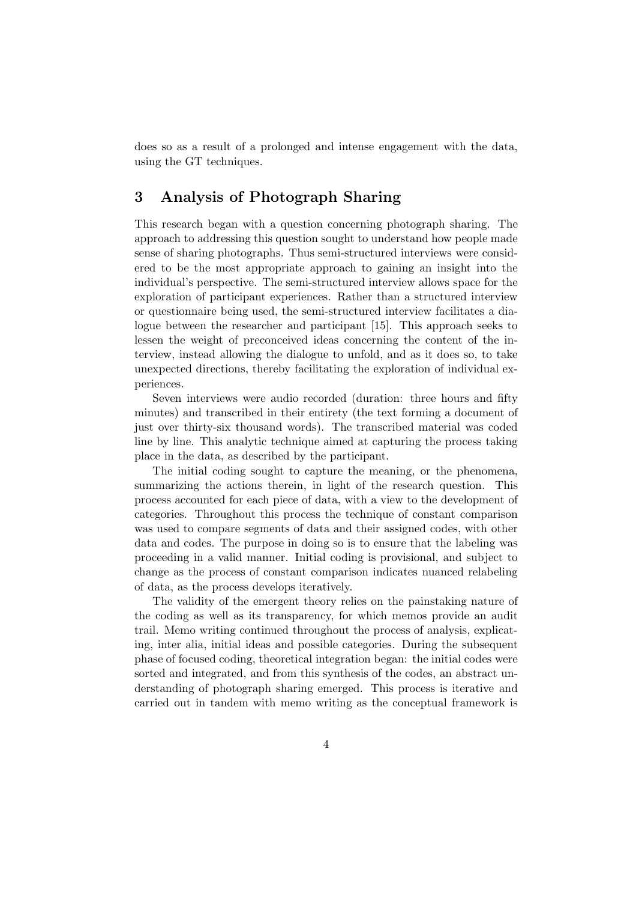does so as a result of a prolonged and intense engagement with the data, using the GT techniques.

## 3 Analysis of Photograph Sharing

This research began with a question concerning photograph sharing. The approach to addressing this question sought to understand how people made sense of sharing photographs. Thus semi-structured interviews were considered to be the most appropriate approach to gaining an insight into the individual's perspective. The semi-structured interview allows space for the exploration of participant experiences. Rather than a structured interview or questionnaire being used, the semi-structured interview facilitates a dialogue between the researcher and participant [15]. This approach seeks to lessen the weight of preconceived ideas concerning the content of the interview, instead allowing the dialogue to unfold, and as it does so, to take unexpected directions, thereby facilitating the exploration of individual experiences.

Seven interviews were audio recorded (duration: three hours and fifty minutes) and transcribed in their entirety (the text forming a document of just over thirty-six thousand words). The transcribed material was coded line by line. This analytic technique aimed at capturing the process taking place in the data, as described by the participant.

The initial coding sought to capture the meaning, or the phenomena, summarizing the actions therein, in light of the research question. This process accounted for each piece of data, with a view to the development of categories. Throughout this process the technique of constant comparison was used to compare segments of data and their assigned codes, with other data and codes. The purpose in doing so is to ensure that the labeling was proceeding in a valid manner. Initial coding is provisional, and subject to change as the process of constant comparison indicates nuanced relabeling of data, as the process develops iteratively.

The validity of the emergent theory relies on the painstaking nature of the coding as well as its transparency, for which memos provide an audit trail. Memo writing continued throughout the process of analysis, explicating, inter alia, initial ideas and possible categories. During the subsequent phase of focused coding, theoretical integration began: the initial codes were sorted and integrated, and from this synthesis of the codes, an abstract understanding of photograph sharing emerged. This process is iterative and carried out in tandem with memo writing as the conceptual framework is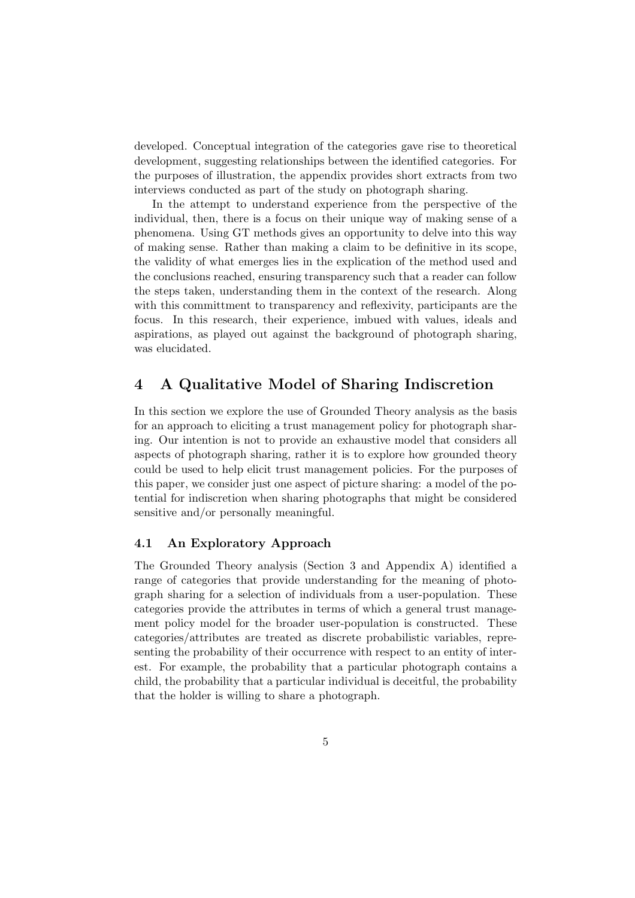developed. Conceptual integration of the categories gave rise to theoretical development, suggesting relationships between the identified categories. For the purposes of illustration, the appendix provides short extracts from two interviews conducted as part of the study on photograph sharing.

In the attempt to understand experience from the perspective of the individual, then, there is a focus on their unique way of making sense of a phenomena. Using GT methods gives an opportunity to delve into this way of making sense. Rather than making a claim to be definitive in its scope, the validity of what emerges lies in the explication of the method used and the conclusions reached, ensuring transparency such that a reader can follow the steps taken, understanding them in the context of the research. Along with this committment to transparency and reflexivity, participants are the focus. In this research, their experience, imbued with values, ideals and aspirations, as played out against the background of photograph sharing, was elucidated.

## 4 A Qualitative Model of Sharing Indiscretion

In this section we explore the use of Grounded Theory analysis as the basis for an approach to eliciting a trust management policy for photograph sharing. Our intention is not to provide an exhaustive model that considers all aspects of photograph sharing, rather it is to explore how grounded theory could be used to help elicit trust management policies. For the purposes of this paper, we consider just one aspect of picture sharing: a model of the potential for indiscretion when sharing photographs that might be considered sensitive and/or personally meaningful.

### 4.1 An Exploratory Approach

The Grounded Theory analysis (Section 3 and Appendix A) identified a range of categories that provide understanding for the meaning of photograph sharing for a selection of individuals from a user-population. These categories provide the attributes in terms of which a general trust management policy model for the broader user-population is constructed. These categories/attributes are treated as discrete probabilistic variables, representing the probability of their occurrence with respect to an entity of interest. For example, the probability that a particular photograph contains a child, the probability that a particular individual is deceitful, the probability that the holder is willing to share a photograph.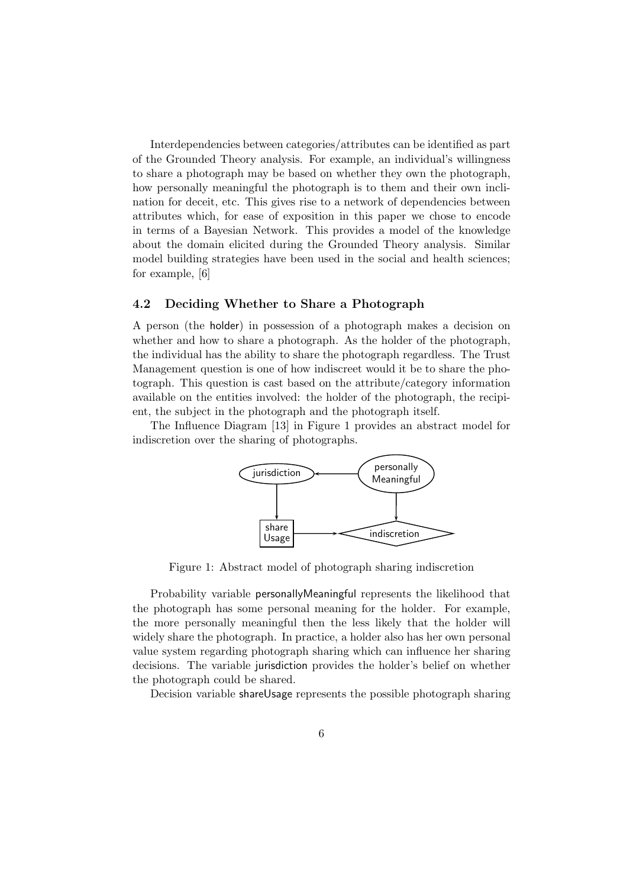Interdependencies between categories/attributes can be identified as part of the Grounded Theory analysis. For example, an individual's willingness to share a photograph may be based on whether they own the photograph, how personally meaningful the photograph is to them and their own inclination for deceit, etc. This gives rise to a network of dependencies between attributes which, for ease of exposition in this paper we chose to encode in terms of a Bayesian Network. This provides a model of the knowledge about the domain elicited during the Grounded Theory analysis. Similar model building strategies have been used in the social and health sciences; for example, [6]

### 4.2 Deciding Whether to Share a Photograph

A person (the holder) in possession of a photograph makes a decision on whether and how to share a photograph. As the holder of the photograph, the individual has the ability to share the photograph regardless. The Trust Management question is one of how indiscreet would it be to share the photograph. This question is cast based on the attribute/category information available on the entities involved: the holder of the photograph, the recipient, the subject in the photograph and the photograph itself.

The Influence Diagram [13] in Figure 1 provides an abstract model for indiscretion over the sharing of photographs.

Figure 1: Abstract model of photograph sharing indiscretion

Probability variable personallyMeaningful represents the likelihood that the photograph has some personal meaning for the holder. For example, the more personally meaningful then the less likely that the holder will widely share the photograph. In practice, a holder also has her own personal value system regarding photograph sharing which can influence her sharing decisions. The variable jurisdiction provides the holder's belief on whether the photograph could be shared.

Decision variable shareUsage represents the possible photograph sharing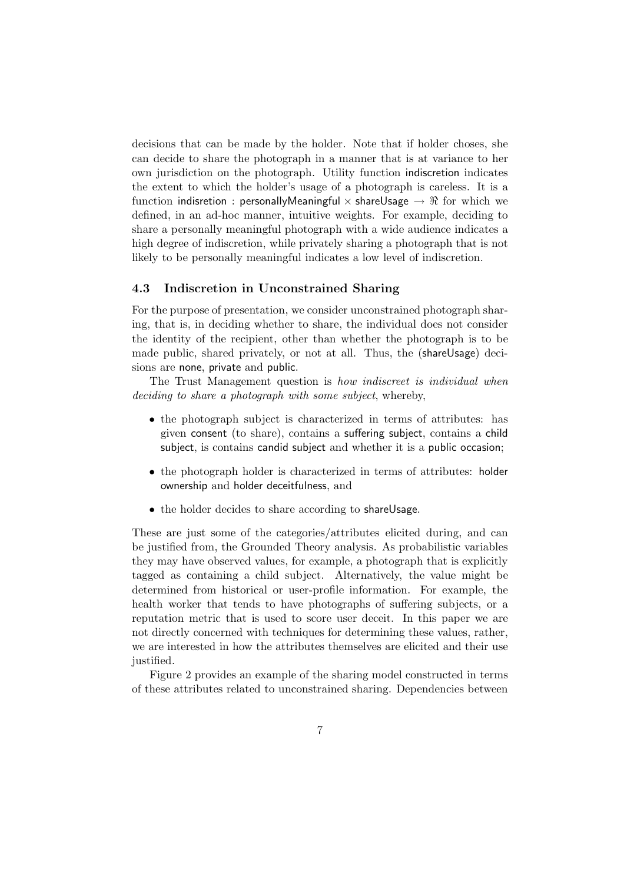decisions that can be made by the holder. Note that if holder choses, she can decide to share the photograph in a manner that is at variance to her own jurisdiction on the photograph. Utility function indiscretion indicates the extent to which the holder's usage of a photograph is careless. It is a function indisretion : personallyMeaningful $\times$ shareUsage $\rightarrow \Re$ for which we defined, in an ad-hoc manner, intuitive weights. For example, deciding to share a personally meaningful photograph with a wide audience indicates a high degree of indiscretion, while privately sharing a photograph that is not likely to be personally meaningful indicates a low level of indiscretion.

### 4.3 Indiscretion in Unconstrained Sharing

For the purpose of presentation, we consider unconstrained photograph sharing, that is, in deciding whether to share, the individual does not consider the identity of the recipient, other than whether the photograph is to be made public, shared privately, or not at all. Thus, the (shareUsage) decisions are none, private and public.

The Trust Management question is *how indiscreet is individual when deciding to share a photograph with some subject*, whereby,

- the photograph subject is characterized in terms of attributes: has given consent (to share), contains a suffering subject, contains a child subject, is contains candid subject and whether it is a public occasion;
- the photograph holder is characterized in terms of attributes: holder ownership and holder deceitfulness, and
- the holder decides to share according to shareUsage.

These are just some of the categories/attributes elicited during, and can be justified from, the Grounded Theory analysis. As probabilistic variables they may have observed values, for example, a photograph that is explicitly tagged as containing a child subject. Alternatively, the value might be determined from historical or user-profile information. For example, the health worker that tends to have photographs of suffering subjects, or a reputation metric that is used to score user deceit. In this paper we are not directly concerned with techniques for determining these values, rather, we are interested in how the attributes themselves are elicited and their use justified.

Figure 2 provides an example of the sharing model constructed in terms of these attributes related to unconstrained sharing. Dependencies between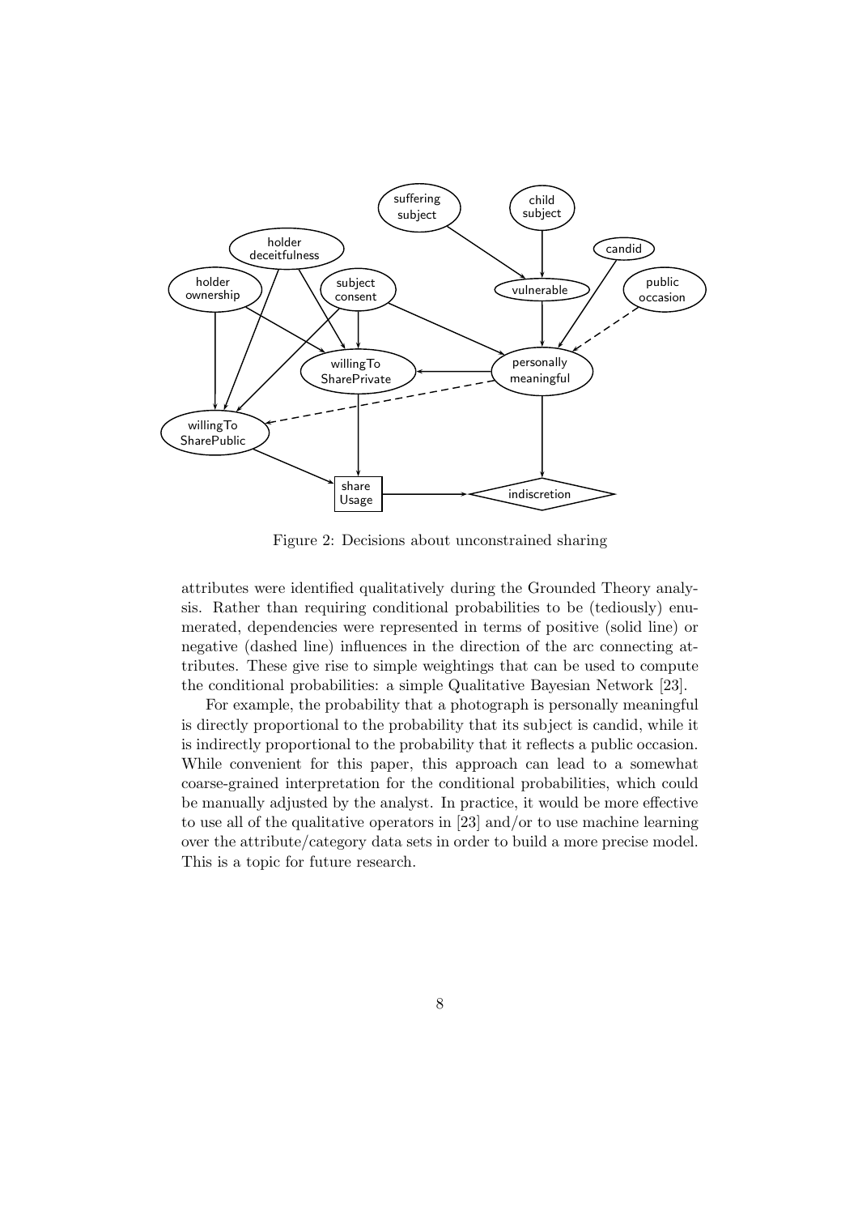Figure 2: Decisions about unconstrained sharing

attributes were identified qualitatively during the Grounded Theory analysis. Rather than requiring conditional probabilities to be (tediously) enumerated, dependencies were represented in terms of positive (solid line) or negative (dashed line) influences in the direction of the arc connecting attributes. These give rise to simple weightings that can be used to compute the conditional probabilities: a simple Qualitative Bayesian Network [23].

For example, the probability that a photograph is personally meaningful is directly proportional to the probability that its subject is candid, while it is indirectly proportional to the probability that it reflects a public occasion. While convenient for this paper, this approach can lead to a somewhat coarse-grained interpretation for the conditional probabilities, which could be manually adjusted by the analyst. In practice, it would be more effective to use all of the qualitative operators in [23] and/or to use machine learning over the attribute/category data sets in order to build a more precise model. This is a topic for future research.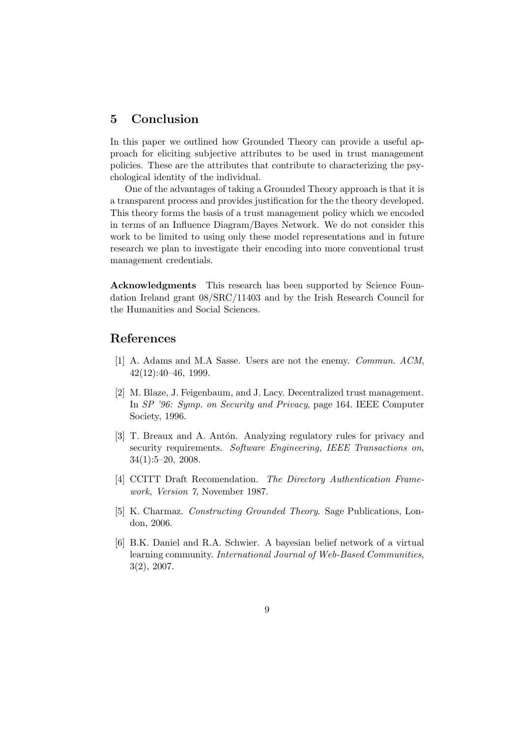## 5 Conclusion

In this paper we outlined how Grounded Theory can provide a useful approach for eliciting subjective attributes to be used in trust management policies. These are the attributes that contribute to characterizing the psychological identity of the individual.

One of the advantages of taking a Grounded Theory approach is that it is a transparent process and provides justification for the the theory developed. This theory forms the basis of a trust management policy which we encoded in terms of an Influence Diagram/Bayes Network. We do not consider this work to be limited to using only these model representations and in future research we plan to investigate their encoding into more conventional trust management credentials.

**Acknowledgments** This research has been supported by Science Foundation Ireland grant 08/SRC/11403 and by the Irish Research Council for the Humanities and Social Sciences.

## References

[1] A. Adams and M.A Sasse. Users are not the enemy. *Commun. ACM*, 42(12):40–46, 1999.

[2] M. Blaze, J. Feigenbaum, and J. Lacy. Decentralized trust management. In *SP '96: Symp. on Security and Privacy*, page 164. IEEE Computer Society, 1996.

[3] T. Breaux and A. Antón. Analyzing regulatory rules for privacy and security requirements. *Software Engineering, IEEE Transactions on*, 34(1):5–20, 2008.

[4] CCITT Draft Recomendation. *The Directory Authentication Framework, Version 7*, November 1987.

[5] K. Charmaz. *Constructing Grounded Theory*. Sage Publications, London, 2006.

[6] B.K. Daniel and R.A. Schwier. A bayesian belief network of a virtual learning community. *International Journal of Web-Based Communities*, 3(2), 2007.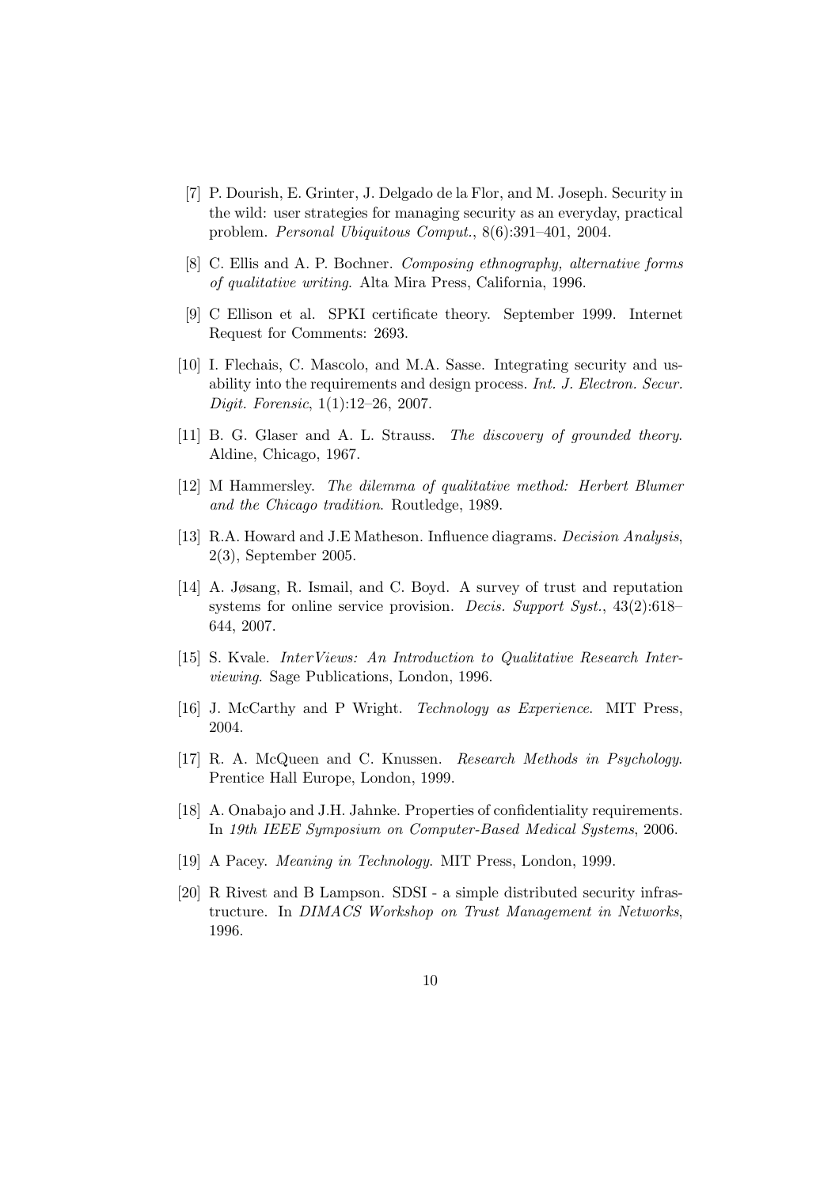[7] P. Dourish, E. Grinter, J. Delgado de la Flor, and M. Joseph. Security in the wild: user strategies for managing security as an everyday, practical problem. *Personal Ubiquitous Comput.*, 8(6):391–401, 2004.

[8] C. Ellis and A. P. Bochner. *Composing ethnography, alternative forms of qualitative writing*. Alta Mira Press, California, 1996.

[9] C Ellison et al. SPKI certificate theory. September 1999. Internet Request for Comments: 2693.

[10] I. Flechais, C. Mascolo, and M.A. Sasse. Integrating security and usability into the requirements and design process. *Int. J. Electron. Secur. Digit. Forensic*, 1(1):12–26, 2007.

[11] B. G. Glaser and A. L. Strauss. *The discovery of grounded theory*. Aldine, Chicago, 1967.

[12] M Hammersley. *The dilemma of qualitative method: Herbert Blumer and the Chicago tradition*. Routledge, 1989.

[13] R.A. Howard and J.E Matheson. Influence diagrams. *Decision Analysis*, 2(3), September 2005.

[14] A. Jøsang, R. Ismail, and C. Boyd. A survey of trust and reputation systems for online service provision. *Decis. Support Syst.*, 43(2):618–644, 2007.

[15] S. Kvale. *InterViews: An Introduction to Qualitative Research Interviewing*. Sage Publications, London, 1996.

[16] J. McCarthy and P Wright. *Technology as Experience*. MIT Press, 2004.

[17] R. A. McQueen and C. Knussen. *Research Methods in Psychology*. Prentice Hall Europe, London, 1999.

[18] A. Onabajo and J.H. Jahnke. Properties of confidentiality requirements. In *19th IEEE Symposium on Computer-Based Medical Systems*, 2006.

[19] A Pacey. *Meaning in Technology*. MIT Press, London, 1999.

[20] R Rivest and B Lampson. SDSI - a simple distributed security infrastructure. In *DIMACS Workshop on Trust Management in Networks*, 1996.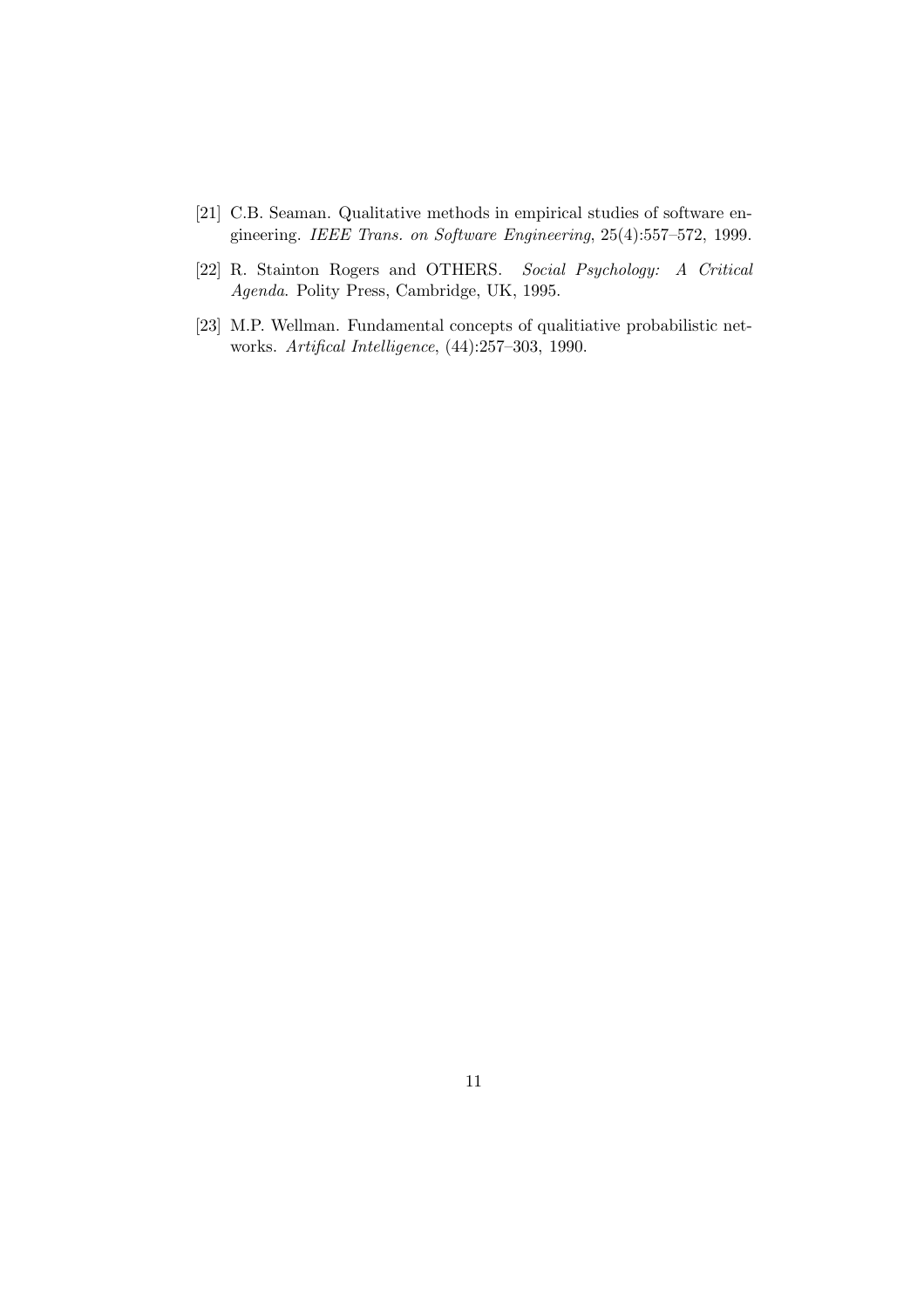[21] C.B. Seaman. Qualitative methods in empirical studies of software engineering. *IEEE Trans. on Software Engineering*, 25(4):557–572, 1999.

[22] R. Stainton Rogers and OTHERS. *Social Psychology: A Critical Agenda*. Polity Press, Cambridge, UK, 1995.

[23] M.P. Wellman. Fundamental concepts of qualitiative probabilistic networks. *Artifical Intelligence*, (44):257–303, 1990.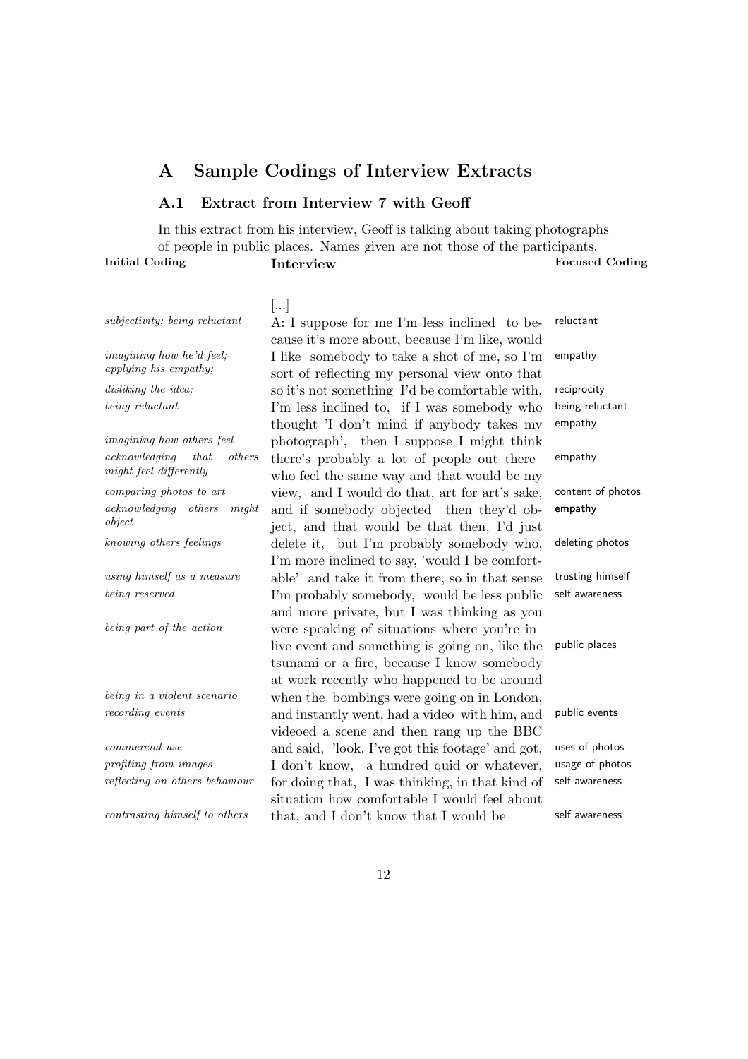# A Sample Codings of Interview Extracts

## A.1 Extract from Interview 7 with Geoff

In this extract from his interview, Geoff is talking about taking photographs of people in public places. Names given are not those of the participants.

| Initial Coding | Interview | Focused Coding |
|---|---|---|
| | [...] | |
| *subjectivity; being reluctant* | A: I suppose for me I'm less inclined to because it's more about, because I'm like, would | reluctant |
| *imagining how he'd feel; applying his empathy;* | I like somebody to take a shot of me, so I'm sort of reflecting my personal view onto that | empathy |
| *disliking the idea;* | so it's not something I'd be comfortable with, | reciprocity |
| *being reluctant* | I'm less inclined to, if I was somebody who thought 'I don't mind if anybody takes my | being reluctant<br>empathy |
| *imagining how others feel* | photograph', then I suppose I might think | |
| *acknowledging that others might feel differently* | there's probably a lot of people out there who feel the same way and that would be my | empathy |
| *comparing photos to art* | view, and I would do that, art for art's sake, | content of photos |
| *acknowledging others might object* | and if somebody objected then they'd object, and that would be that then, I'd just | empathy |
| *knowing others feelings* | delete it, but I'm probably somebody who, I'm more inclined to say, 'would I be comfort- | deleting photos |
| *using himself as a measure* | able' and take it from there, so in that sense | trusting himself |
| *being reserved* | I'm probably somebody, would be less public and more private, but I was thinking as you | self awareness |
| *being part of the action* | were speaking of situations where you're in live event and something is going on, like the tsunami or a fire, because I know somebody at work recently who happened to be around | public places |
| *being in a violent scenario* | when the bombings were going on in London, | |
| *recording events* | and instantly went, had a video with him, and videoed a scene and then rang up the BBC | public events |
| *commercial use* | and said, 'look, I've got this footage' and got, | uses of photos |
| *profiting from images* | I don't know, a hundred quid or whatever, | usage of photos |
| *reflecting on others behaviour* | for doing that, I was thinking, in that kind of situation how comfortable I would feel about | self awareness |
| *contrasting himself to others* | that, and I don't know that I would be | self awareness |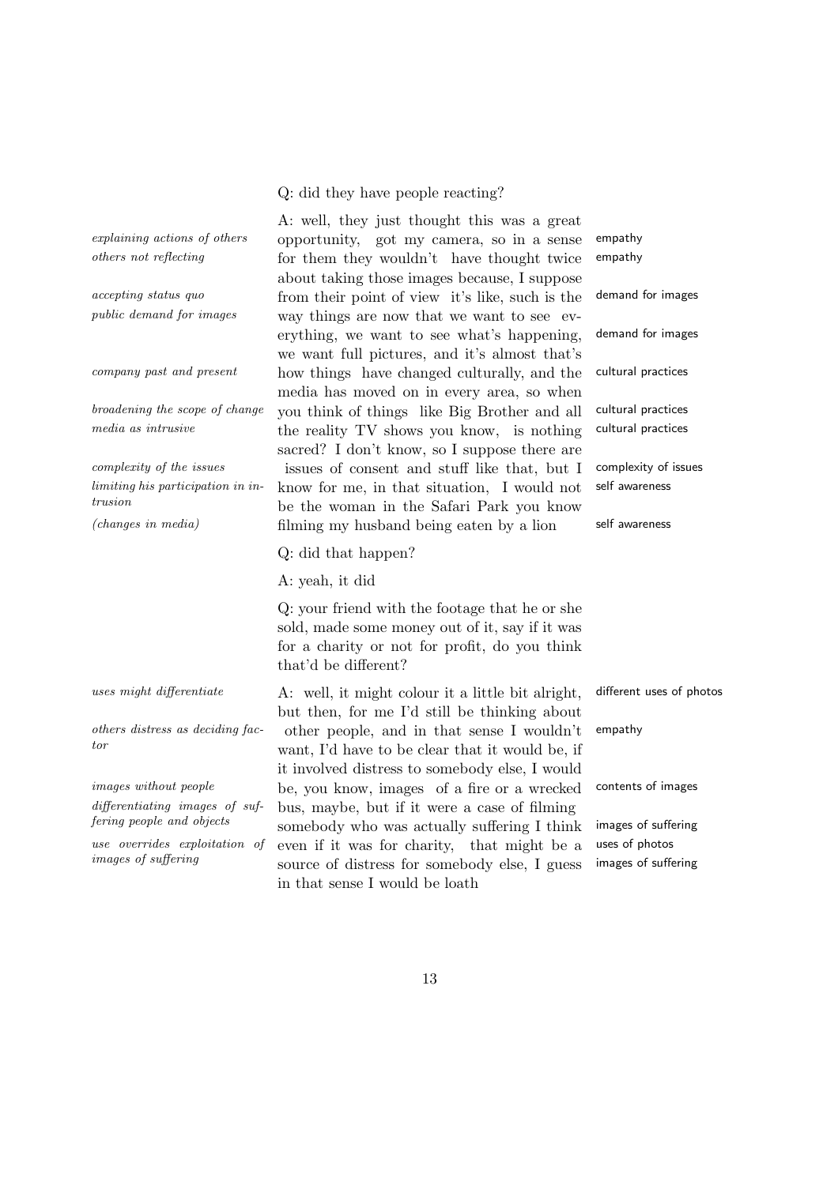| | | |
|---|---|---|
| | Q: did they have people reacting? | |
| | A: well, they just thought this was a great | |
| *explaining actions of others* | opportunity, got my camera, so in a sense | empathy |
| *others not reflecting* | for them they wouldn't have thought twice | empathy |
| | about taking those images because, I suppose | |
| *accepting status quo* | from their point of view it's like, such is the | demand for images |
| *public demand for images* | way things are now that we want to see ev- | |
| | erything, we want to see what's happening, | demand for images |
| | we want full pictures, and it's almost that's | |
| *company past and present* | how things have changed culturally, and the | cultural practices |
| | media has moved on in every area, so when | |
| *broadening the scope of change* | you think of things like Big Brother and all | cultural practices |
| *media as intrusive* | the reality TV shows you know, is nothing | cultural practices |
| | sacred? I don't know, so I suppose there are | |
| *complexity of the issues* | issues of consent and stuff like that, but I | complexity of issues |
| *limiting his participation in intrusion* | know for me, in that situation, I would not | self awareness |
| | be the woman in the Safari Park you know | |
| *(changes in media)* | filming my husband being eaten by a lion | self awareness |
| | Q: did that happen? | |
| | A: yeah, it did | |
| | Q: your friend with the footage that he or she sold, made some money out of it, say if it was for a charity or not for profit, do you think that'd be different? | |
| *uses might differentiate* | A: well, it might colour it a little bit alright, | different uses of photos |
| | but then, for me I'd still be thinking about | |
| *others distress as deciding factor* | other people, and in that sense I wouldn't | empathy |
| | want, I'd have to be clear that it would be, if | |
| | it involved distress to somebody else, I would | |
| *images without people* | be, you know, images of a fire or a wrecked | contents of images |
| *differentiating images of suffering people and objects* | bus, maybe, but if it were a case of filming | |
| | somebody who was actually suffering I think | images of suffering |
| *use overrides exploitation of images of suffering* | even if it was for charity, that might be a | uses of photos |
| | source of distress for somebody else, I guess | images of suffering |
| | in that sense I would be loath | |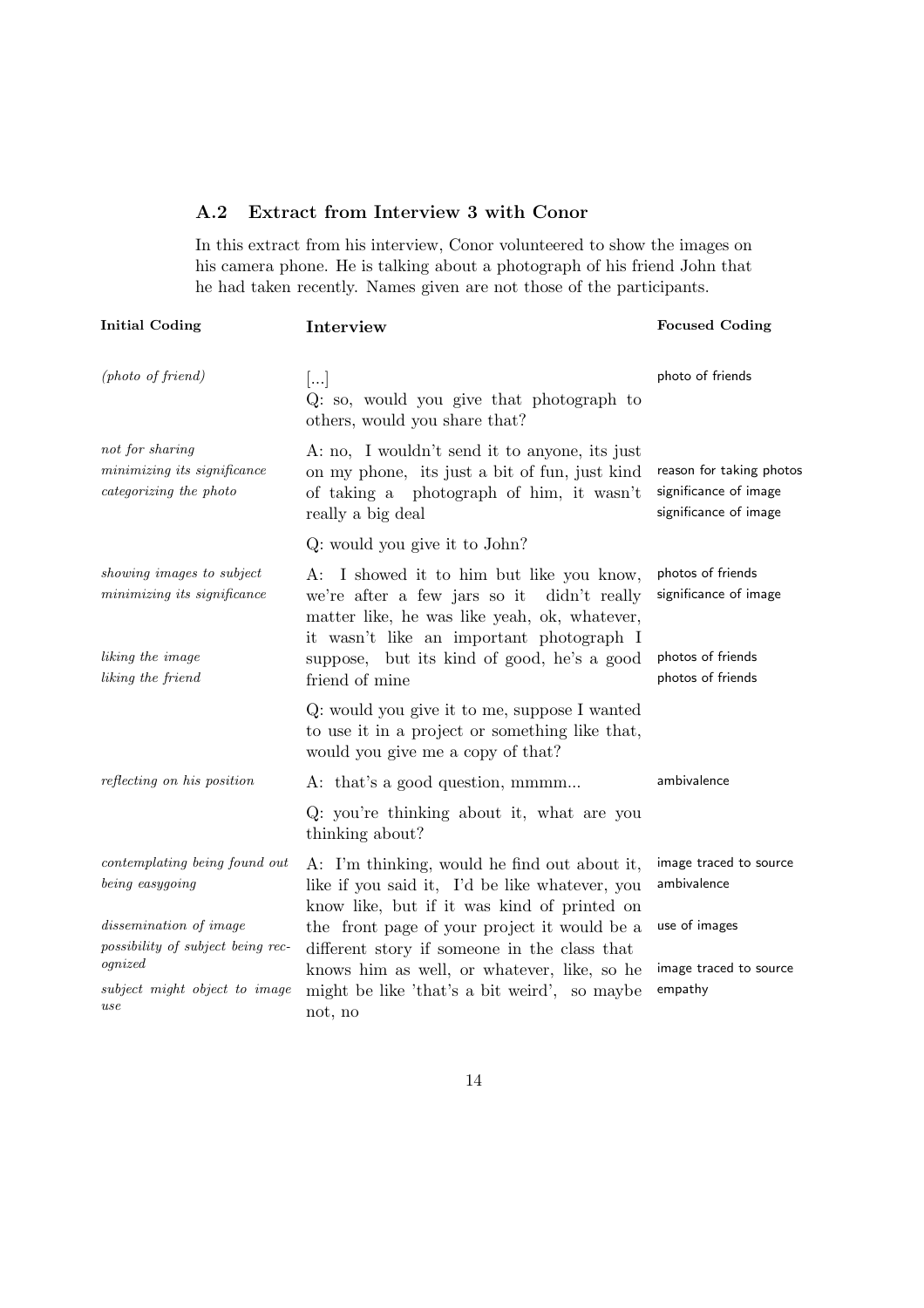### A.2 Extract from Interview 3 with Conor

In this extract from his interview, Conor volunteered to show the images on his camera phone. He is talking about a photograph of his friend John that he had taken recently. Names given are not those of the participants.

| Initial Coding | Interview | Focused Coding |
|---|---|---|
| *(photo of friend)* | [...] Q: so, would you give that photograph to others, would you share that? | photo of friends |
| *not for sharing*<br>*minimizing its significance*<br>*categorizing the photo* | A: no, I wouldn't send it to anyone, its just on my phone, its just a bit of fun, just kind of taking a photograph of him, it wasn't really a big deal | reason for taking photos<br>significance of image<br>significance of image |
| | Q: would you give it to John? | |
| *showing images to subject*<br>*minimizing its significance*<br>*liking the image*<br>*liking the friend* | A: I showed it to him but like you know, we're after a few jars so it didn't really matter like, he was like yeah, ok, whatever, it wasn't like an important photograph I suppose, but its kind of good, he's a good friend of mine | photos of friends<br>significance of image<br>photos of friends<br>photos of friends |
| | Q: would you give it to me, suppose I wanted to use it in a project or something like that, would you give me a copy of that? | |
| *reflecting on his position* | A: that's a good question, mmmm... | ambivalence |
| | Q: you're thinking about it, what are you thinking about? | |
| *contemplating being found out*<br>*being easygoing*<br>*dissemination of image*<br>*possibility of subject being recognized*<br>*subject might object to image use* | A: I'm thinking, would he find out about it, like if you said it, I'd be like whatever, you know like, but if it was kind of printed on the front page of your project it would be a different story if someone in the class that knows him as well, or whatever, like, so he might be like 'that's a bit weird', so maybe not, no | image traced to source<br>ambivalence<br>use of images<br>image traced to source<br>empathy |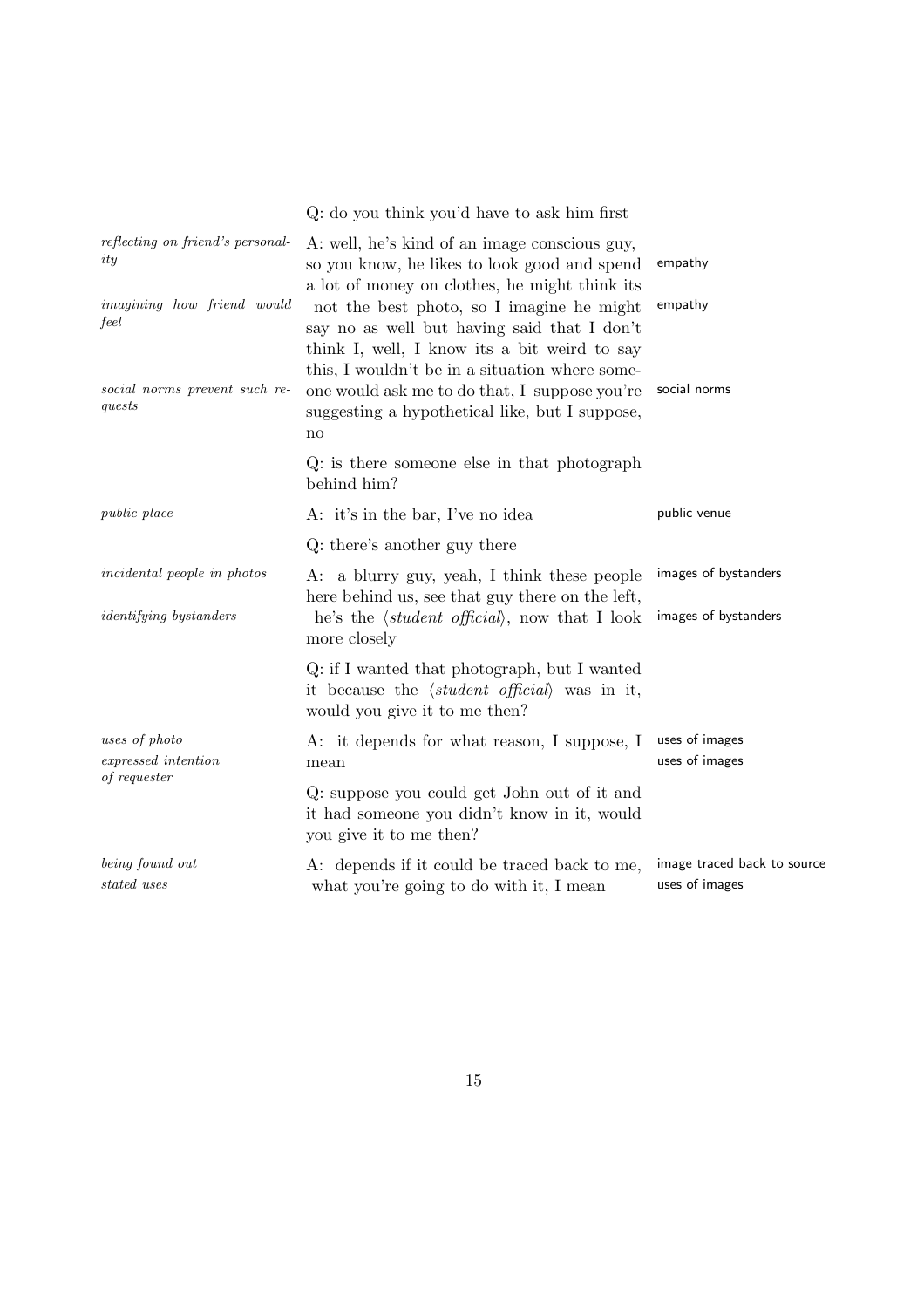| | | |
|---|---|---|
| | Q: do you think you'd have to ask him first | |
| *reflecting on friend's personality* | A: well, he's kind of an image conscious guy, so you know, he likes to look good and spend a lot of money on clothes, he might think its | empathy |
| *imagining how friend would feel* | not the best photo, so I imagine he might say no as well but having said that I don't think I, well, I know its a bit weird to say this, I wouldn't be in a situation where some- | empathy |
| *social norms prevent such requests* | one would ask me to do that, I suppose you're suggesting a hypothetical like, but I suppose, no | social norms |
| | Q: is there someone else in that photograph behind him? | |
| *public place* | A: it's in the bar, I've no idea | public venue |
| | Q: there's another guy there | |
| *incidental people in photos* | A: a blurry guy, yeah, I think these people here behind us, see that guy there on the left, | images of bystanders |
| *identifying bystanders* | he's the ⟨*student official*⟩, now that I look more closely | images of bystanders |
| | Q: if I wanted that photograph, but I wanted it because the ⟨*student official*⟩ was in it, would you give it to me then? | |
| *uses of photo* *expressed intention of requester* | A: it depends for what reason, I suppose, I mean | uses of images uses of images |
| | Q: suppose you could get John out of it and it had someone you didn't know in it, would you give it to me then? | |
| *being found out* *stated uses* | A: depends if it could be traced back to me, what you're going to do with it, I mean | image traced back to source uses of images |